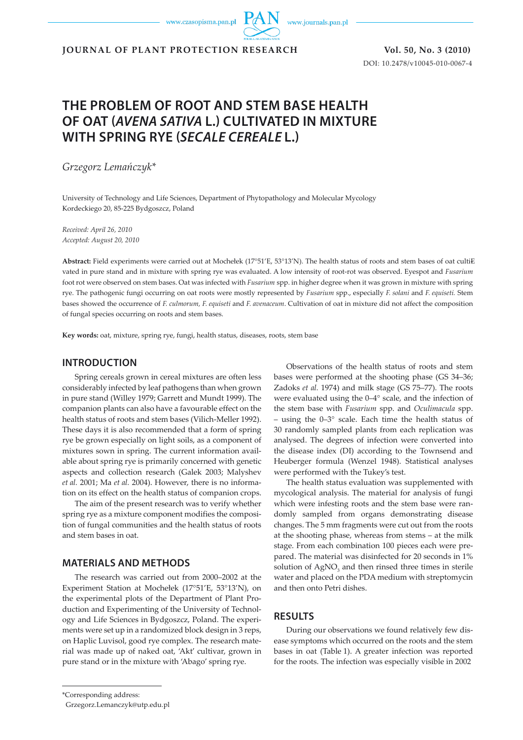**JOURNAL OF PLANT PROTECTION RESEARCH** **Vol. 50, No. 3 (2010)**

DOI: 10.2478/v10045-010-0067-4

# THE PROBLEM OF ROOT AND STEM BASE HEALTH OF OAT (*AVENA SATIVA* L.) CULTIVATED IN MIXTURE WITH SPRING RYE (*SECALE CEREALE* L.)

*Grzegorz Lemańczyk\**

University of Technology and Life Sciences, Department of Phytopathology and Molecular Mycology
Kordeckiego 20, 85-225 Bydgoszcz, Poland

*Received: April 26, 2010*
*Accepted: August 20, 2010*

**Abstract:** Field experiments were carried out at Mochełek (17°51'E, 53°13'N). The health status of roots and stem bases of oat cultivated in pure stand and in mixture with spring rye was evaluated. A low intensity of root-rot was observed. Eyespot and *Fusarium* foot rot were observed on stem bases. Oat was infected with *Fusarium* spp. in higher degree when it was grown in mixture with spring rye. The pathogenic fungi occurring on oat roots were mostly represented by *Fusarium* spp., especially *F. solani* and *F. equiseti.* Stem bases showed the occurrence of *F. culmorum*, *F. equiseti* and *F. avenaceum*. Cultivation of oat in mixture did not affect the composition of fungal species occurring on roots and stem bases.

**Key words:** oat, mixture, spring rye, fungi, health status, diseases, roots, stem base

## INTRODUCTION

Spring cereals grown in cereal mixtures are often less considerably infected by leaf pathogens than when grown in pure stand (Willey 1979; Garrett and Mundt 1999). The companion plants can also have a favourable effect on the health status of roots and stem bases (Vilich-Meller 1992). These days it is also recommended that a form of spring rye be grown especially on light soils, as a component of mixtures sown in spring. The current information available about spring rye is primarily concerned with genetic aspects and collection research (Galek 2003; Malyshev *et al*. 2001; Ma *et al.* 2004). However, there is no information on its effect on the health status of companion crops.

The aim of the present research was to verify whether spring rye as a mixture component modifies the composition of fungal communities and the health status of roots and stem bases in oat.

## MATERIALS AND METHODS

The research was carried out from 2000–2002 at the Experiment Station at Mochełek (17°51'E, 53°13'N), on the experimental plots of the Department of Plant Production and Experimenting of the University of Technology and Life Sciences in Bydgoszcz, Poland. The experiments were set up in a randomized block design in 3 reps, on Haplic Luvisol, good rye complex. The research material was made up of naked oat, 'Akt' cultivar, grown in pure stand or in the mixture with 'Abago' spring rye.

Observations of the health status of roots and stem bases were performed at the shooting phase (GS 34–36; Zadoks *et al.* 1974) and milk stage (GS 75–77). The roots were evaluated using the 0–4° scale, and the infection of the stem base with *Fusarium* spp. and *Oculimacula* spp. – using the 0–3° scale. Each time the health status of 30 randomly sampled plants from each replication was analysed. The degrees of infection were converted into the disease index (DI) according to the Townsend and Heuberger formula (Wenzel 1948). Statistical analyses were performed with the Tukey's test.

The health status evaluation was supplemented with mycological analysis. The material for analysis of fungi which were infesting roots and the stem base were randomly sampled from organs demonstrating disease changes. The 5 mm fragments were cut out from the roots at the shooting phase, whereas from stems – at the milk stage. From each combination 100 pieces each were prepared. The material was disinfected for 20 seconds in 1% solution of $AgNO_3$ and then rinsed three times in sterile water and placed on the PDA medium with streptomycin and then onto Petri dishes.

## RESULTS

During our observations we found relatively few disease symptoms which occurred on the roots and the stem bases in oat (Table 1). A greater infection was reported for the roots. The infection was especially visible in 2002

\*Corresponding address:
Grzegorz.Lemanczyk@utp.edu.pl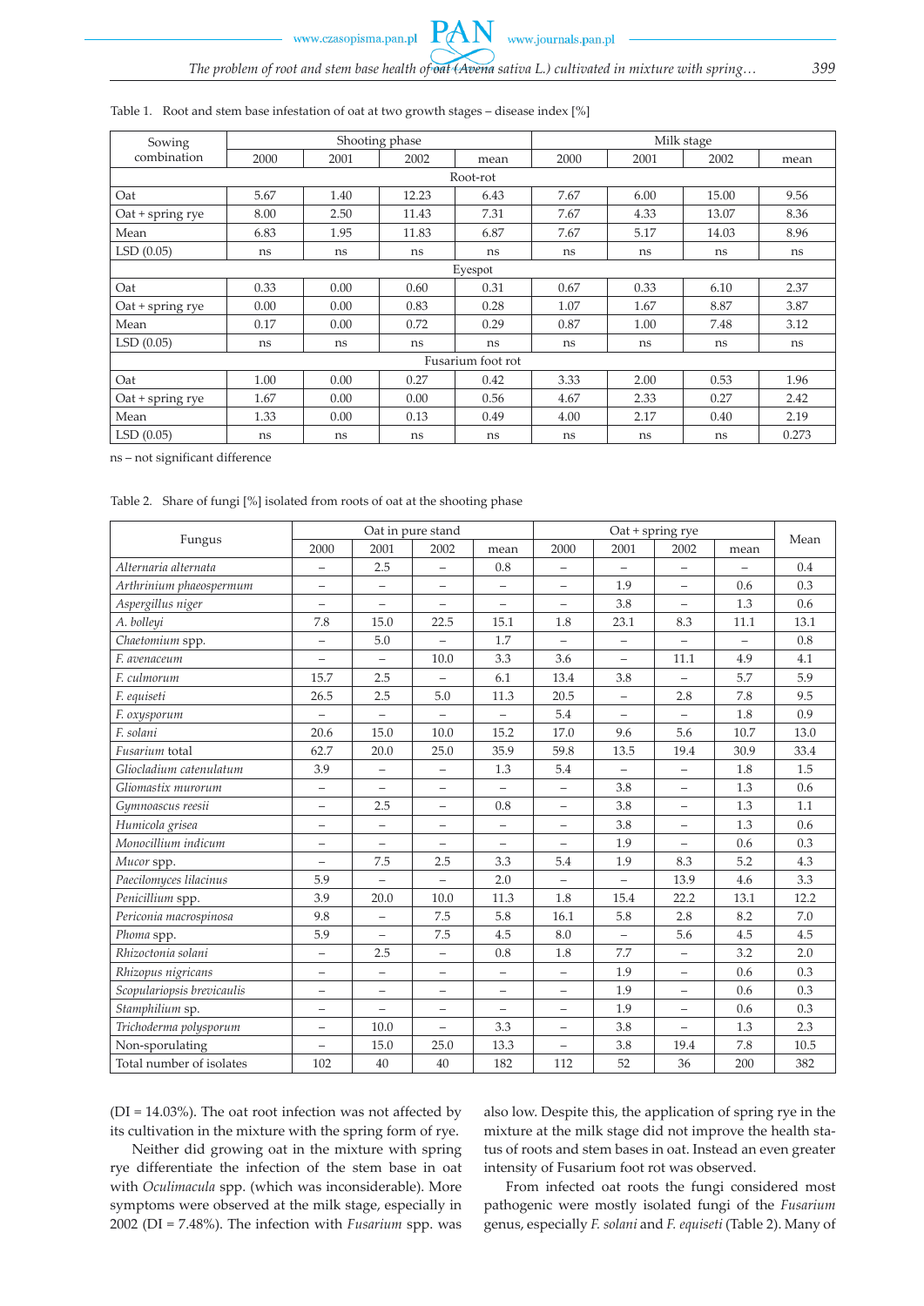Table 1. Root and stem base infestation of oat at two growth stages – disease index [%]

| Sowing combination | Shooting phase | | | | Milk stage | | | |
|---|---|---|---|---|---|---|---|---|
| | 2000 | 2001 | 2002 | mean | 2000 | 2001 | 2002 | mean |
| Root-rot | | | | | | | | |
| Oat | 5.67 | 1.40 | 12.23 | 6.43 | 7.67 | 6.00 | 15.00 | 9.56 |
| Oat + spring rye | 8.00 | 2.50 | 11.43 | 7.31 | 7.67 | 4.33 | 13.07 | 8.36 |
| Mean | 6.83 | 1.95 | 11.83 | 6.87 | 7.67 | 5.17 | 14.03 | 8.96 |
| LSD (0.05) | ns | ns | ns | ns | ns | ns | ns | ns |
| Eyespot | | | | | | | | |
| Oat | 0.33 | 0.00 | 0.60 | 0.31 | 0.67 | 0.33 | 6.10 | 2.37 |
| Oat + spring rye | 0.00 | 0.00 | 0.83 | 0.28 | 1.07 | 1.67 | 8.87 | 3.87 |
| Mean | 0.17 | 0.00 | 0.72 | 0.29 | 0.87 | 1.00 | 7.48 | 3.12 |
| LSD (0.05) | ns | ns | ns | ns | ns | ns | ns | ns |
| Fusarium foot rot | | | | | | | | |
| Oat | 1.00 | 0.00 | 0.27 | 0.42 | 3.33 | 2.00 | 0.53 | 1.96 |
| Oat + spring rye | 1.67 | 0.00 | 0.00 | 0.56 | 4.67 | 2.33 | 0.27 | 2.42 |
| Mean | 1.33 | 0.00 | 0.13 | 0.49 | 4.00 | 2.17 | 0.40 | 2.19 |
| LSD (0.05) | ns | ns | ns | ns | ns | ns | ns | 0.273 |

ns – not significant difference

Table 2. Share of fungi [%] isolated from roots of oat at the shooting phase

| Fungus | Oat in pure stand | | | | Oat + spring rye | | | | Mean |
|---|---|---|---|---|---|---|---|---|---|
| | 2000 | 2001 | 2002 | mean | 2000 | 2001 | 2002 | mean | |
| *Alternaria alternata* | – | 2.5 | – | 0.8 | – | – | – | – | 0.4 |
| *Arthrinium phaeospermum* | – | – | – | – | – | 1.9 | – | 0.6 | 0.3 |
| *Aspergillus niger* | – | – | – | – | – | 3.8 | – | 1.3 | 0.6 |
| *A. bolleyi* | 7.8 | 15.0 | 22.5 | 15.1 | 1.8 | 23.1 | 8.3 | 11.1 | 13.1 |
| *Chaetomium* spp. | – | 5.0 | – | 1.7 | – | – | – | – | 0.8 |
| *F. avenaceum* | – | – | 10.0 | 3.3 | 3.6 | – | 11.1 | 4.9 | 4.1 |
| *F. culmorum* | 15.7 | 2.5 | – | 6.1 | 13.4 | 3.8 | – | 5.7 | 5.9 |
| *F. equiseti* | 26.5 | 2.5 | 5.0 | 11.3 | 20.5 | – | 2.8 | 7.8 | 9.5 |
| *F. oxysporum* | – | – | – | – | 5.4 | – | – | 1.8 | 0.9 |
| *F. solani* | 20.6 | 15.0 | 10.0 | 15.2 | 17.0 | 9.6 | 5.6 | 10.7 | 13.0 |
| *Fusarium* total | 62.7 | 20.0 | 25.0 | 35.9 | 59.8 | 13.5 | 19.4 | 30.9 | 33.4 |
| *Gliocladium catenulatum* | 3.9 | – | – | 1.3 | 5.4 | – | – | 1.8 | 1.5 |
| *Gliomastix murorum* | – | – | – | – | – | 3.8 | – | 1.3 | 0.6 |
| *Gymnoascus reesii* | – | 2.5 | – | 0.8 | – | 3.8 | – | 1.3 | 1.1 |
| *Humicola grisea* | – | – | – | – | – | 3.8 | – | 1.3 | 0.6 |
| *Monocillium indicum* | – | – | – | – | – | 1.9 | – | 0.6 | 0.3 |
| *Mucor* spp. | – | 7.5 | 2.5 | 3.3 | 5.4 | 1.9 | 8.3 | 5.2 | 4.3 |
| *Paecilomyces lilacinus* | 5.9 | – | – | 2.0 | – | – | 13.9 | 4.6 | 3.3 |
| *Penicillium* spp. | 3.9 | 20.0 | 10.0 | 11.3 | 1.8 | 15.4 | 22.2 | 13.1 | 12.2 |
| *Periconia macrospinosa* | 9.8 | – | 7.5 | 5.8 | 16.1 | 5.8 | 2.8 | 8.2 | 7.0 |
| *Phoma* spp. | 5.9 | – | 7.5 | 4.5 | 8.0 | – | 5.6 | 4.5 | 4.5 |
| *Rhizoctonia solani* | – | 2.5 | – | 0.8 | 1.8 | 7.7 | – | 3.2 | 2.0 |
| *Rhizopus nigricans* | – | – | – | – | – | 1.9 | – | 0.6 | 0.3 |
| *Scopulariopsis brevicaulis* | – | – | – | – | – | 1.9 | – | 0.6 | 0.3 |
| *Stamphilium* sp. | – | – | – | – | – | 1.9 | – | 0.6 | 0.3 |
| *Trichoderma polysporum* | – | 10.0 | – | 3.3 | – | 3.8 | – | 1.3 | 2.3 |
| Non-sporulating | – | 15.0 | 25.0 | 13.3 | – | 3.8 | 19.4 | 7.8 | 10.5 |
| Total number of isolates | 102 | 40 | 40 | 182 | 112 | 52 | 36 | 200 | 382 |

(DI = 14.03%). The oat root infection was not affected by its cultivation in the mixture with the spring form of rye.

Neither did growing oat in the mixture with spring rye differentiate the infection of the stem base in oat with *Oculimacula* spp. (which was inconsiderable). More symptoms were observed at the milk stage, especially in 2002 (DI = 7.48%). The infection with *Fusarium* spp. was also low. Despite this, the application of spring rye in the mixture at the milk stage did not improve the health status of roots and stem bases in oat. Instead an even greater intensity of Fusarium foot rot was observed.

From infected oat roots the fungi considered most pathogenic were mostly isolated fungi of the *Fusarium* genus, especially *F. solani* and *F. equiseti* (Table 2). Many of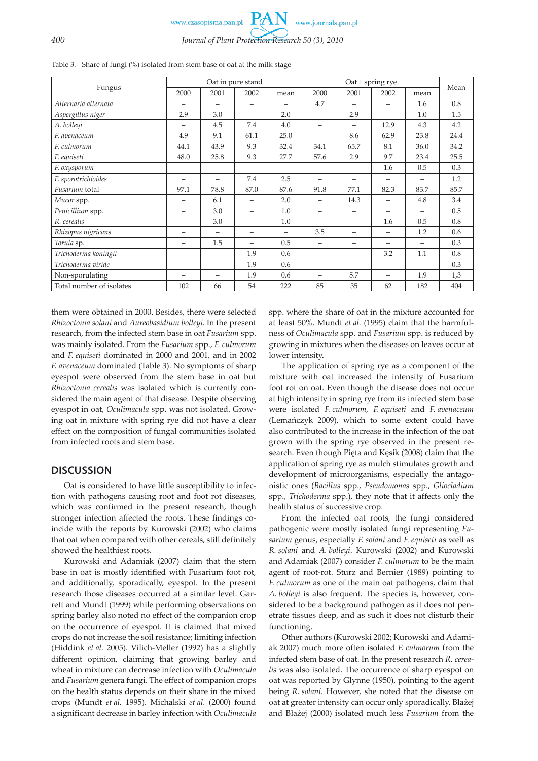Table 3. Share of fungi (%) isolated from stem base of oat at the milk stage

| Fungus | Oat in pure stand | | | | Oat + spring rye | | | | Mean |
|---|---|---|---|---|---|---|---|---|---|
| | 2000 | 2001 | 2002 | mean | 2000 | 2001 | 2002 | mean | |
| *Alternaria alternata* | – | – | – | – | 4.7 | – | – | 1.6 | 0.8 |
| *Aspergillus niger* | 2.9 | 3.0 | – | 2.0 | – | 2.9 | – | 1.0 | 1.5 |
| *A. bolleyi* | – | 4.5 | 7.4 | 4.0 | – | – | 12.9 | 4.3 | 4.2 |
| *F. avenaceum* | 4.9 | 9.1 | 61.1 | 25.0 | – | 8.6 | 62.9 | 23.8 | 24.4 |
| *F. culmorum* | 44.1 | 43.9 | 9.3 | 32.4 | 34.1 | 65.7 | 8.1 | 36.0 | 34.2 |
| *F. equiseti* | 48.0 | 25.8 | 9.3 | 27.7 | 57.6 | 2.9 | 9.7 | 23.4 | 25.5 |
| *F. oxysporum* | – | – | – | – | – | – | 1.6 | 0.5 | 0.3 |
| *F. sporotrichioides* | – | – | 7.4 | 2.5 | – | – | – | – | 1.2 |
| *Fusarium* total | 97.1 | 78.8 | 87.0 | 87.6 | 91.8 | 77.1 | 82.3 | 83.7 | 85.7 |
| *Mucor* spp. | – | 6.1 | – | 2.0 | – | 14.3 | – | 4.8 | 3.4 |
| *Penicillium* spp. | – | 3.0 | – | 1.0 | – | – | – | – | 0.5 |
| *R. cerealis* | – | 3.0 | – | 1.0 | – | – | 1.6 | 0.5 | 0.8 |
| *Rhizopus nigricans* | – | – | – | – | 3.5 | – | – | 1.2 | 0.6 |
| *Torula* sp. | – | 1.5 | – | 0.5 | – | – | – | – | 0.3 |
| *Trichoderma koningii* | – | – | 1.9 | 0.6 | – | – | 3.2 | 1.1 | 0.8 |
| *Trichoderma viride* | – | – | 1.9 | 0.6 | – | – | – | – | 0.3 |
| Non-sporulating | – | – | 1.9 | 0.6 | – | 5.7 | – | 1.9 | 1,3 |
| Total number of isolates | 102 | 66 | 54 | 222 | 85 | 35 | 62 | 182 | 404 |

them were obtained in 2000. Besides, there were selected *Rhizoctonia solani* and *Aureobasidium bolleyi*. In the present research, from the infected stem base in oat *Fusarium* spp. was mainly isolated. From the *Fusarium* spp., *F. culmorum* and *F. equiseti* dominated in 2000 and 2001, and in 2002 *F. avenaceum* dominated (Table 3). No symptoms of sharp eyespot were observed from the stem base in oat but *Rhizoctonia cerealis* was isolated which is currently considered the main agent of that disease. Despite observing eyespot in oat, *Oculimacula* spp. was not isolated. Growing oat in mixture with spring rye did not have a clear effect on the composition of fungal communities isolated from infected roots and stem base.

## DISCUSSION

Oat is considered to have little susceptibility to infection with pathogens causing root and foot rot diseases, which was confirmed in the present research, though stronger infection affected the roots. These findings coincide with the reports by Kurowski (2002) who claims that oat when compared with other cereals, still definitely showed the healthiest roots.

Kurowski and Adamiak (2007) claim that the stem base in oat is mostly identified with Fusarium foot rot, and additionally, sporadically, eyespot. In the present research those diseases occurred at a similar level. Garrett and Mundt (1999) while performing observations on spring barley also noted no effect of the companion crop on the occurrence of eyespot. It is claimed that mixed crops do not increase the soil resistance; limiting infection (Hiddink *et al.* 2005). Vilich-Meller (1992) has a slightly different opinion, claiming that growing barley and wheat in mixture can decrease infection with *Oculimacula* and *Fusarium* genera fungi. The effect of companion crops on the health status depends on their share in the mixed crops (Mundt *et al.* 1995). Michalski *et al.* (2000) found a significant decrease in barley infection with *Oculimacula* spp. where the share of oat in the mixture accounted for at least 50%. Mundt *et al.* (1995) claim that the harmfulness of *Oculimacula* spp. and *Fusarium* spp. is reduced by growing in mixtures when the diseases on leaves occur at lower intensity.

The application of spring rye as a component of the mixture with oat increased the intensity of Fusarium foot rot on oat. Even though the disease does not occur at high intensity in spring rye from its infected stem base were isolated *F. culmorum*, *F. equiseti* and *F. avenaceum* (Lemańczyk 2009), which to some extent could have also contributed to the increase in the infection of the oat grown with the spring rye observed in the present research. Even though Pięta and Kęsik (2008) claim that the application of spring rye as mulch stimulates growth and development of microorganisms, especially the antagonistic ones (*Bacillus* spp., *Pseudomonas* spp., *Gliocladium* spp., *Trichoderma* spp.), they note that it affects only the health status of successive crop.

From the infected oat roots, the fungi considered pathogenic were mostly isolated fungi representing *Fusarium* genus, especially *F. solani* and *F. equiseti* as well as *R. solani* and *A. bolleyi*. Kurowski (2002) and Kurowski and Adamiak (2007) consider *F. culmorum* to be the main agent of root-rot. Sturz and Bernier (1989) pointing to *F. culmorum* as one of the main oat pathogens, claim that *A. bolleyi* is also frequent. The species is, however, considered to be a background pathogen as it does not penetrate tissues deep, and as such it does not disturb their functioning.

Other authors (Kurowski 2002; Kurowski and Adamiak 2007) much more often isolated *F. culmorum* from the infected stem base of oat. In the present research *R. cerealis* was also isolated. The occurrence of sharp eyespot on oat was reported by Glynne (1950), pointing to the agent being *R. solani*. However, she noted that the disease on oat at greater intensity can occur only sporadically. Błażej and Błażej (2000) isolated much less *Fusarium* from the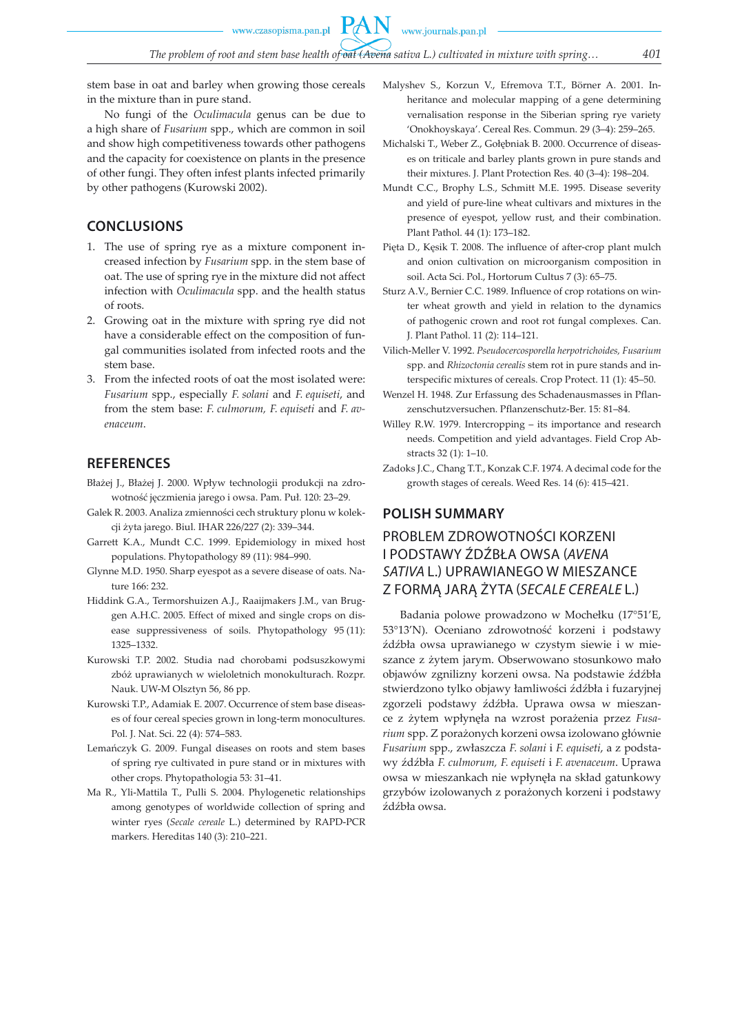stem base in oat and barley when growing those cereals in the mixture than in pure stand.

No fungi of the *Oculimacula* genus can be due to a high share of *Fusarium* spp., which are common in soil and show high competitiveness towards other pathogens and the capacity for coexistence on plants in the presence of other fungi. They often infest plants infected primarily by other pathogens (Kurowski 2002).

## CONCLUSIONS

1. The use of spring rye as a mixture component increased infection by *Fusarium* spp. in the stem base of oat. The use of spring rye in the mixture did not affect infection with *Oculimacula* spp. and the health status of roots.
2. Growing oat in the mixture with spring rye did not have a considerable effect on the composition of fungal communities isolated from infected roots and the stem base.
3. From the infected roots of oat the most isolated were: *Fusarium* spp., especially *F. solani* and *F. equiseti*, and from the stem base: *F. culmorum, F. equiseti* and *F. avenaceum*.

## REFERENCES

Błażej J., Błażej J. 2000. Wpływ technologii produkcji na zdrowotność jęczmienia jarego i owsa. Pam. Puł. 120: 23–29.

Galek R. 2003. Analiza zmienności cech struktury plonu w kolekcji żyta jarego. Biul. IHAR 226/227 (2): 339–344.

Garrett K.A., Mundt C.C. 1999. Epidemiology in mixed host populations. Phytopathology 89 (11): 984–990.

Glynne M.D. 1950. Sharp eyespot as a severe disease of oats. Nature 166: 232.

Hiddink G.A., Termorshuizen A.J., Raaijmakers J.M., van Bruggen A.H.C. 2005. Effect of mixed and single crops on disease suppressiveness of soils. Phytopathology 95 (11): 1325–1332.

Kurowski T.P. 2002. Studia nad chorobami podsuszkowymi zbóż uprawianych w wieloletnich monokulturach. Rozpr. Nauk. UW-M Olsztyn 56, 86 pp.

Kurowski T.P., Adamiak E. 2007. Occurrence of stem base diseases of four cereal species grown in long-term monocultures. Pol. J. Nat. Sci. 22 (4): 574–583.

Lemańczyk G. 2009. Fungal diseases on roots and stem bases of spring rye cultivated in pure stand or in mixtures with other crops. Phytopathologia 53: 31–41.

Ma R., Yli-Mattila T., Pulli S. 2004. Phylogenetic relationships among genotypes of worldwide collection of spring and winter ryes (*Secale cereale* L.) determined by RAPD-PCR markers. Hereditas 140 (3): 210–221.

Malyshev S., Korzun V., Efremova T.T., Börner A. 2001. Inheritance and molecular mapping of a gene determining vernalisation response in the Siberian spring rye variety 'Onokhoyskaya'. Cereal Res. Commun. 29 (3–4): 259–265.

Michalski T., Weber Z., Gołębniak B. 2000. Occurrence of diseases on triticale and barley plants grown in pure stands and their mixtures. J. Plant Protection Res. 40 (3–4): 198–204.

Mundt C.C., Brophy L.S., Schmitt M.E. 1995. Disease severity and yield of pure-line wheat cultivars and mixtures in the presence of eyespot, yellow rust, and their combination. Plant Pathol. 44 (1): 173–182.

Pięta D., Kęsik T. 2008. The influence of after-crop plant mulch and onion cultivation on microorganism composition in soil. Acta Sci. Pol., Hortorum Cultus 7 (3): 65–75.

Sturz A.V., Bernier C.C. 1989. Influence of crop rotations on winter wheat growth and yield in relation to the dynamics of pathogenic crown and root rot fungal complexes. Can. J. Plant Pathol. 11 (2): 114–121.

Vilich-Meller V. 1992. *Pseudocercosporella herpotrichoides, Fusarium* spp. and *Rhizoctonia cerealis* stem rot in pure stands and interspecific mixtures of cereals. Crop Protect. 11 (1): 45–50.

Wenzel H. 1948. Zur Erfassung des Schadenausmasses in Pflanzenschutzversuchen. Pflanzenschutz-Ber. 15: 81–84.

Willey R.W. 1979. Intercropping – its importance and research needs. Competition and yield advantages. Field Crop Abstracts 32 (1): 1–10.

Zadoks J.C., Chang T.T., Konzak C.F. 1974. A decimal code for the growth stages of cereals. Weed Res. 14 (6): 415–421.

## POLISH SUMMARY

### PROBLEM ZDROWOTNOŚCI KORZENI I PODSTAWY ŹDŹBŁA OWSA (*AVENA SATIVA* L.) UPRAWIANEGO W MIESZANCE Z FORMĄ JARĄ ŻYTA (*SECALE CEREALE* L.)

Badania polowe prowadzono w Mochełku (17°51'E, 53°13'N). Oceniano zdrowotność korzeni i podstawy źdźbła owsa uprawianego w czystym siewie i w mieszance z żytem jarym. Obserwowano stosunkowo mało objawów zgnilizny korzeni owsa. Na podstawie źdźbła stwierdzono tylko objawy łamliwości źdźbła i fuzaryjnej zgorzeli podstawy źdźbła. Uprawa owsa w mieszance z żytem wpłynęła na wzrost porażenia przez *Fusarium* spp. Z porażonych korzeni owsa izolowano głównie *Fusarium* spp., zwłaszcza *F. solani* i *F. equiseti*, a z podstawy źdźbła *F. culmorum, F. equiseti* i *F. avenaceum*. Uprawa owsa w mieszankach nie wpłynęła na skład gatunkowy grzybów izolowanych z porażonych korzeni i podstawy źdźbła owsa.